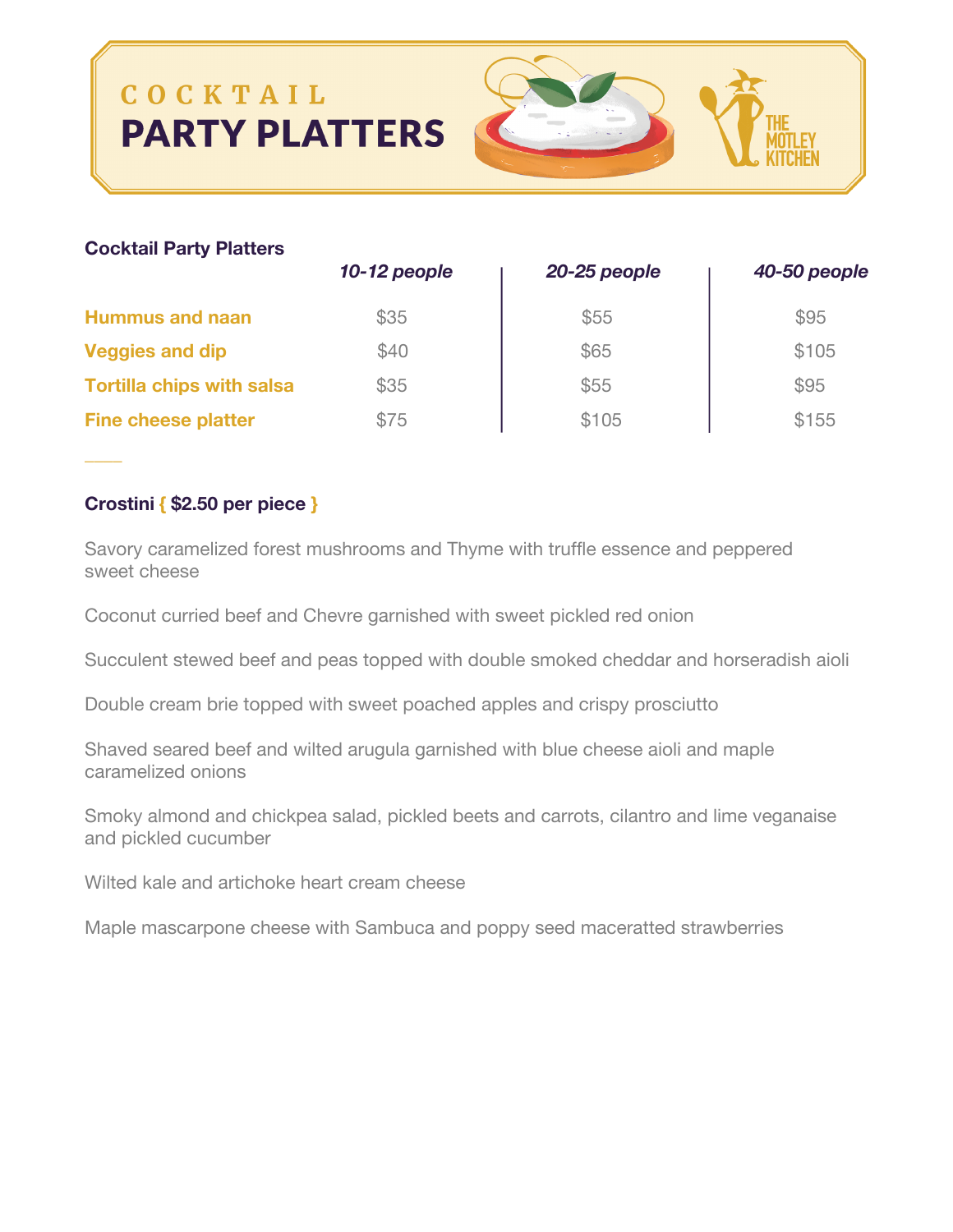# COCKTAIL PARTY PLATTERS

THE MOTLEY KITCHEN

| Cocktail Party Platters | *10-12 people* | *20-25 people* | *40-50 people* |
|---|---|---|---|
| **Hummus and naan** | $35 | $55 | $95 |
| **Veggies and dip** | $40 | $65 | $105 |
| **Tortilla chips with salsa** | $35 | $55 | $95 |
| **Fine cheese platter** | $75 | $105 | $155 |

### Crostini { $2.50 per piece }

Savory caramelized forest mushrooms and Thyme with truffle essence and peppered sweet cheese

Coconut curried beef and Chevre garnished with sweet pickled red onion

Succulent stewed beef and peas topped with double smoked cheddar and horseradish aioli

Double cream brie topped with sweet poached apples and crispy prosciutto

Shaved seared beef and wilted arugula garnished with blue cheese aioli and maple caramelized onions

Smoky almond and chickpea salad, pickled beets and carrots, cilantro and lime veganaise and pickled cucumber

Wilted kale and artichoke heart cream cheese

Maple mascarpone cheese with Sambuca and poppy seed maceratted strawberries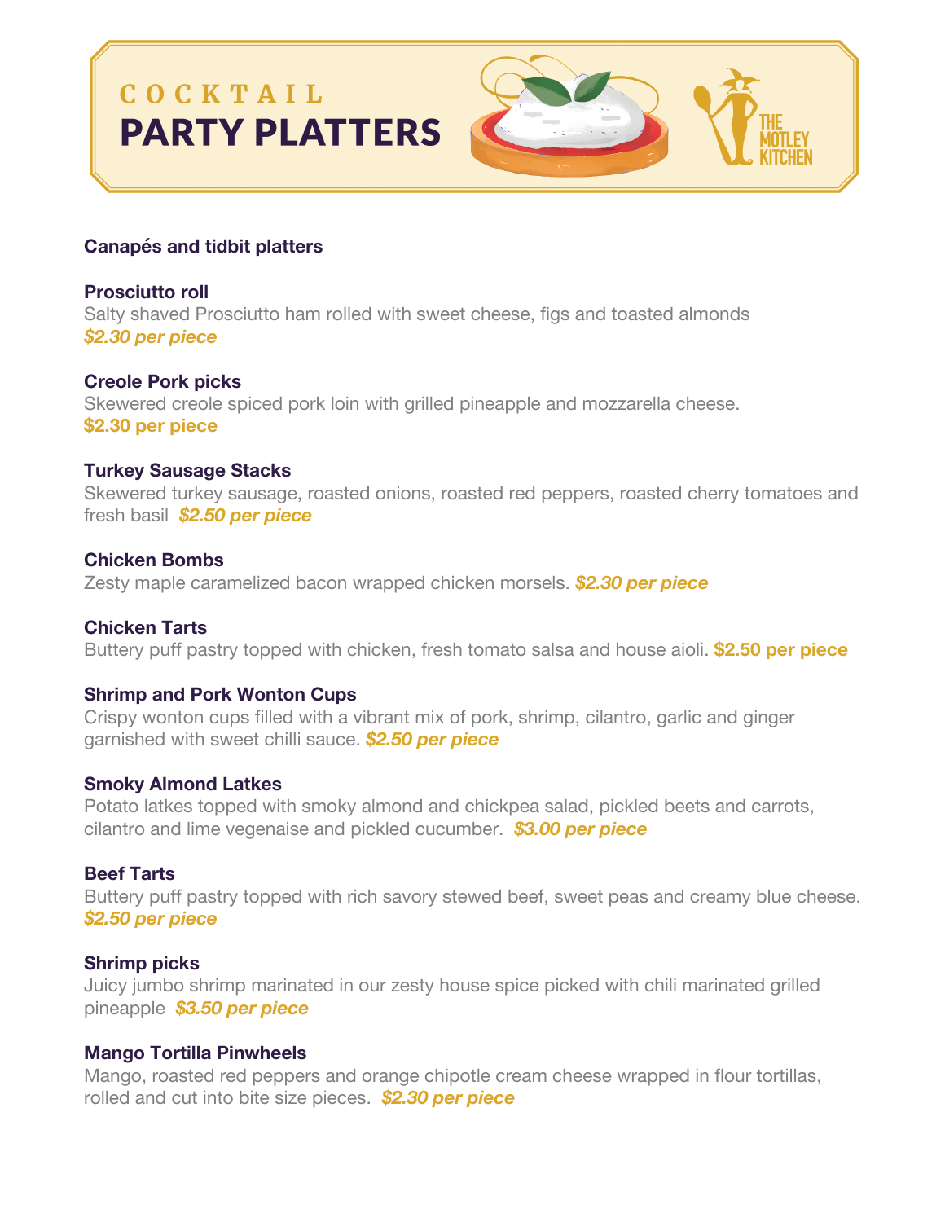# COCKTAIL PARTY PLATTERS

THE MOTLEY KITCHEN

## Canapés and tidbit platters

### Prosciutto roll

Salty shaved Prosciutto ham rolled with sweet cheese, figs and toasted almonds
***$2.30 per piece***

### Creole Pork picks

Skewered creole spiced pork loin with grilled pineapple and mozzarella cheese.
**$2.30 per piece**

### Turkey Sausage Stacks

Skewered turkey sausage, roasted onions, roasted red peppers, roasted cherry tomatoes and fresh basil ***$2.50 per piece***

### Chicken Bombs

Zesty maple caramelized bacon wrapped chicken morsels. ***$2.30 per piece***

### Chicken Tarts

Buttery puff pastry topped with chicken, fresh tomato salsa and house aioli. **$2.50 per piece**

### Shrimp and Pork Wonton Cups

Crispy wonton cups filled with a vibrant mix of pork, shrimp, cilantro, garlic and ginger garnished with sweet chilli sauce. ***$2.50 per piece***

### Smoky Almond Latkes

Potato latkes topped with smoky almond and chickpea salad, pickled beets and carrots, cilantro and lime vegenaise and pickled cucumber. ***$3.00 per piece***

### Beef Tarts

Buttery puff pastry topped with rich savory stewed beef, sweet peas and creamy blue cheese.
***$2.50 per piece***

### Shrimp picks

Juicy jumbo shrimp marinated in our zesty house spice picked with chili marinated grilled pineapple ***$3.50 per piece***

### Mango Tortilla Pinwheels

Mango, roasted red peppers and orange chipotle cream cheese wrapped in flour tortillas, rolled and cut into bite size pieces. ***$2.30 per piece***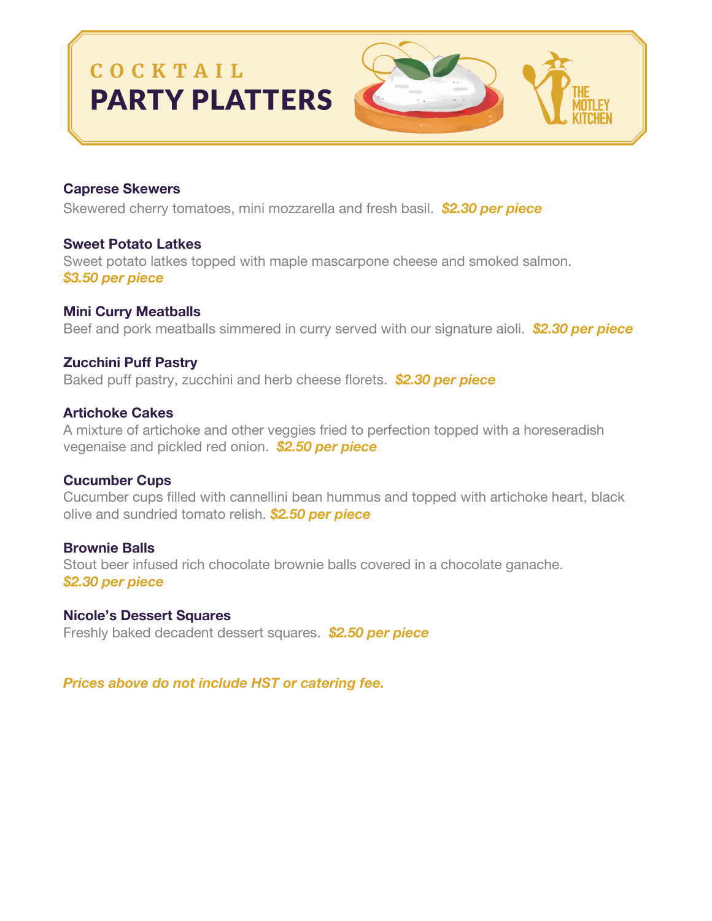# COCKTAIL
# PARTY PLATTERS

THE MOTLEY KITCHEN

**Caprese Skewers**
Skewered cherry tomatoes, mini mozzarella and fresh basil. ***$2.30 per piece***

**Sweet Potato Latkes**
Sweet potato latkes topped with maple mascarpone cheese and smoked salmon.
***$3.50 per piece***

**Mini Curry Meatballs**
Beef and pork meatballs simmered in curry served with our signature aioli. ***$2.30 per piece***

**Zucchini Puff Pastry**
Baked puff pastry, zucchini and herb cheese florets. ***$2.30 per piece***

**Artichoke Cakes**
A mixture of artichoke and other veggies fried to perfection topped with a horseradish vegenaise and pickled red onion. ***$2.50 per piece***

**Cucumber Cups**
Cucumber cups filled with cannellini bean hummus and topped with artichoke heart, black olive and sundried tomato relish. ***$2.50 per piece***

**Brownie Balls**
Stout beer infused rich chocolate brownie balls covered in a chocolate ganache.
***$2.30 per piece***

**Nicole's Dessert Squares**
Freshly baked decadent dessert squares. ***$2.50 per piece***

***Prices above do not include HST or catering fee.***